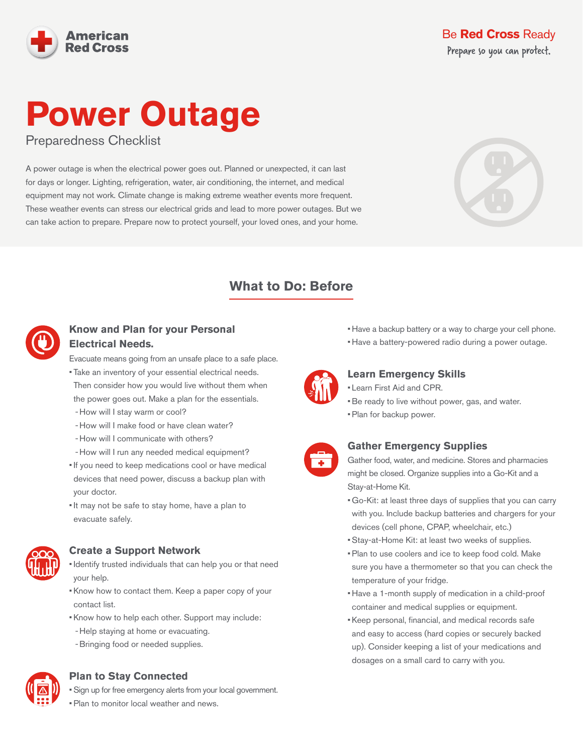American Red Cross

Be **Red Cross** Ready
Prepare so you can protect.

# Power Outage

Preparedness Checklist

A power outage is when the electrical power goes out. Planned or unexpected, it can last for days or longer. Lighting, refrigeration, water, air conditioning, the internet, and medical equipment may not work. Climate change is making extreme weather events more frequent. These weather events can stress our electrical grids and lead to more power outages. But we can take action to prepare. Prepare now to protect yourself, your loved ones, and your home.

## What to Do: Before

### Know and Plan for your Personal Electrical Needs.

Evacuate means going from an unsafe place to a safe place.

- Take an inventory of your essential electrical needs. Then consider how you would live without them when the power goes out. Make a plan for the essentials.
  - How will I stay warm or cool?
  - How will I make food or have clean water?
  - How will I communicate with others?
  - How will I run any needed medical equipment?
- If you need to keep medications cool or have medical devices that need power, discuss a backup plan with your doctor.
- It may not be safe to stay home, have a plan to evacuate safely.

### Create a Support Network

- Identify trusted individuals that can help you or that need your help.
- Know how to contact them. Keep a paper copy of your contact list.
- Know how to help each other. Support may include:
  - Help staying at home or evacuating.
  - Bringing food or needed supplies.

### Plan to Stay Connected

- Sign up for free emergency alerts from your local government.
- Plan to monitor local weather and news.
- Have a backup battery or a way to charge your cell phone.
- Have a battery-powered radio during a power outage.

### Learn Emergency Skills

- Learn First Aid and CPR.
- Be ready to live without power, gas, and water.
- Plan for backup power.

### Gather Emergency Supplies

Gather food, water, and medicine. Stores and pharmacies might be closed. Organize supplies into a Go-Kit and a Stay-at-Home Kit.

- Go-Kit: at least three days of supplies that you can carry with you. Include backup batteries and chargers for your devices (cell phone, CPAP, wheelchair, etc.)
- Stay-at-Home Kit: at least two weeks of supplies.
- Plan to use coolers and ice to keep food cold. Make sure you have a thermometer so that you can check the temperature of your fridge.
- Have a 1-month supply of medication in a child-proof container and medical supplies or equipment.
- Keep personal, financial, and medical records safe and easy to access (hard copies or securely backed up). Consider keeping a list of your medications and dosages on a small card to carry with you.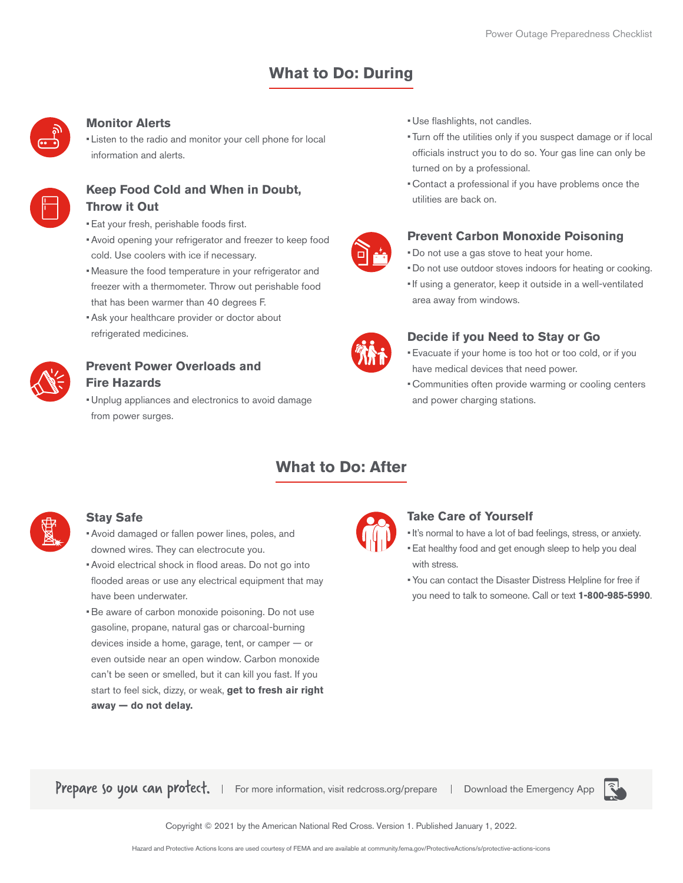## What to Do: During

### Monitor Alerts

- Listen to the radio and monitor your cell phone for local information and alerts.

### Keep Food Cold and When in Doubt, Throw it Out

- Eat your fresh, perishable foods first.
- Avoid opening your refrigerator and freezer to keep food cold. Use coolers with ice if necessary.
- Measure the food temperature in your refrigerator and freezer with a thermometer. Throw out perishable food that has been warmer than 40 degrees F.
- Ask your healthcare provider or doctor about refrigerated medicines.

### Prevent Power Overloads and Fire Hazards

- Unplug appliances and electronics to avoid damage from power surges.
- Use flashlights, not candles.
- Turn off the utilities only if you suspect damage or if local officials instruct you to do so. Your gas line can only be turned on by a professional.
- Contact a professional if you have problems once the utilities are back on.

### Prevent Carbon Monoxide Poisoning

- Do not use a gas stove to heat your home.
- Do not use outdoor stoves indoors for heating or cooking.
- If using a generator, keep it outside in a well-ventilated area away from windows.

### Decide if you Need to Stay or Go

- Evacuate if your home is too hot or too cold, or if you have medical devices that need power.
- Communities often provide warming or cooling centers and power charging stations.

## What to Do: After

### Stay Safe

- Avoid damaged or fallen power lines, poles, and downed wires. They can electrocute you.
- Avoid electrical shock in flood areas. Do not go into flooded areas or use any electrical equipment that may have been underwater.
- Be aware of carbon monoxide poisoning. Do not use gasoline, propane, natural gas or charcoal-burning devices inside a home, garage, tent, or camper — or even outside near an open window. Carbon monoxide can't be seen or smelled, but it can kill you fast. If you start to feel sick, dizzy, or weak, **get to fresh air right away — do not delay.**

### Take Care of Yourself

- It's normal to have a lot of bad feelings, stress, or anxiety.
- Eat healthy food and get enough sleep to help you deal with stress.
- You can contact the Disaster Distress Helpline for free if you need to talk to someone. Call or text **1-800-985-5990**.

Prepare so you can protect. | For more information, visit redcross.org/prepare | Download the Emergency App

Copyright © 2021 by the American National Red Cross. Version 1. Published January 1, 2022.

Hazard and Protective Actions Icons are used courtesy of FEMA and are available at community.fema.gov/ProtectiveActions/s/protective-actions-icons